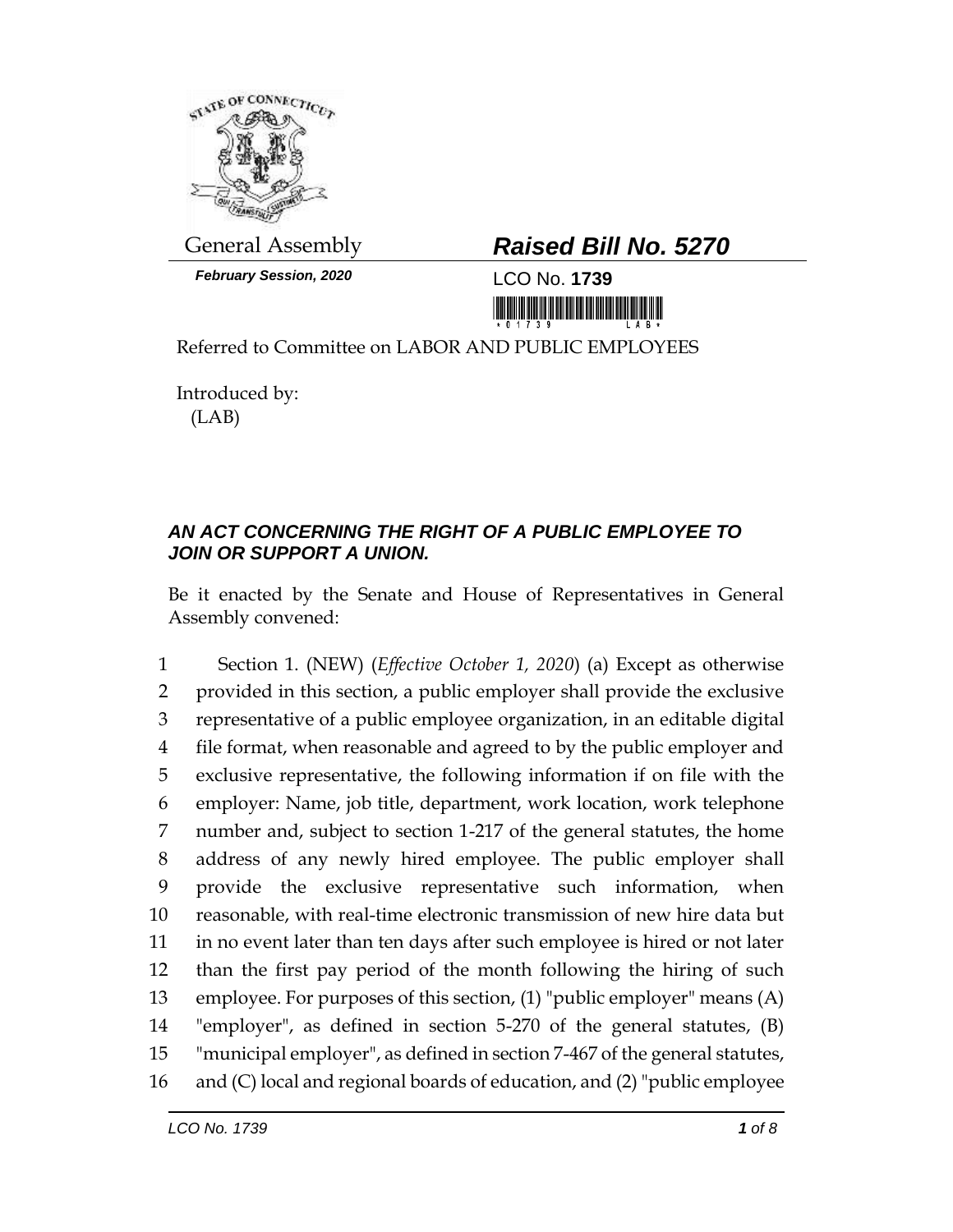General Assembly

***February Session, 2020***

# *Raised Bill No. 5270*

LCO No. **1739**

Referred to Committee on LABOR AND PUBLIC EMPLOYEES

Introduced by:
(LAB)

## *AN ACT CONCERNING THE RIGHT OF A PUBLIC EMPLOYEE TO JOIN OR SUPPORT A UNION.*

Be it enacted by the Senate and House of Representatives in General Assembly convened:

1 Section 1. (NEW) (*Effective October 1, 2020*) (a) Except as otherwise
2 provided in this section, a public employer shall provide the exclusive
3 representative of a public employee organization, in an editable digital
4 file format, when reasonable and agreed to by the public employer and
5 exclusive representative, the following information if on file with the
6 employer: Name, job title, department, work location, work telephone
7 number and, subject to section 1-217 of the general statutes, the home
8 address of any newly hired employee. The public employer shall
9 provide the exclusive representative such information, when
10 reasonable, with real-time electronic transmission of new hire data but
11 in no event later than ten days after such employee is hired or not later
12 than the first pay period of the month following the hiring of such
13 employee. For purposes of this section, (1) "public employer" means (A)
14 "employer", as defined in section 5-270 of the general statutes, (B)
15 "municipal employer", as defined in section 7-467 of the general statutes,
16 and (C) local and regional boards of education, and (2) "public employee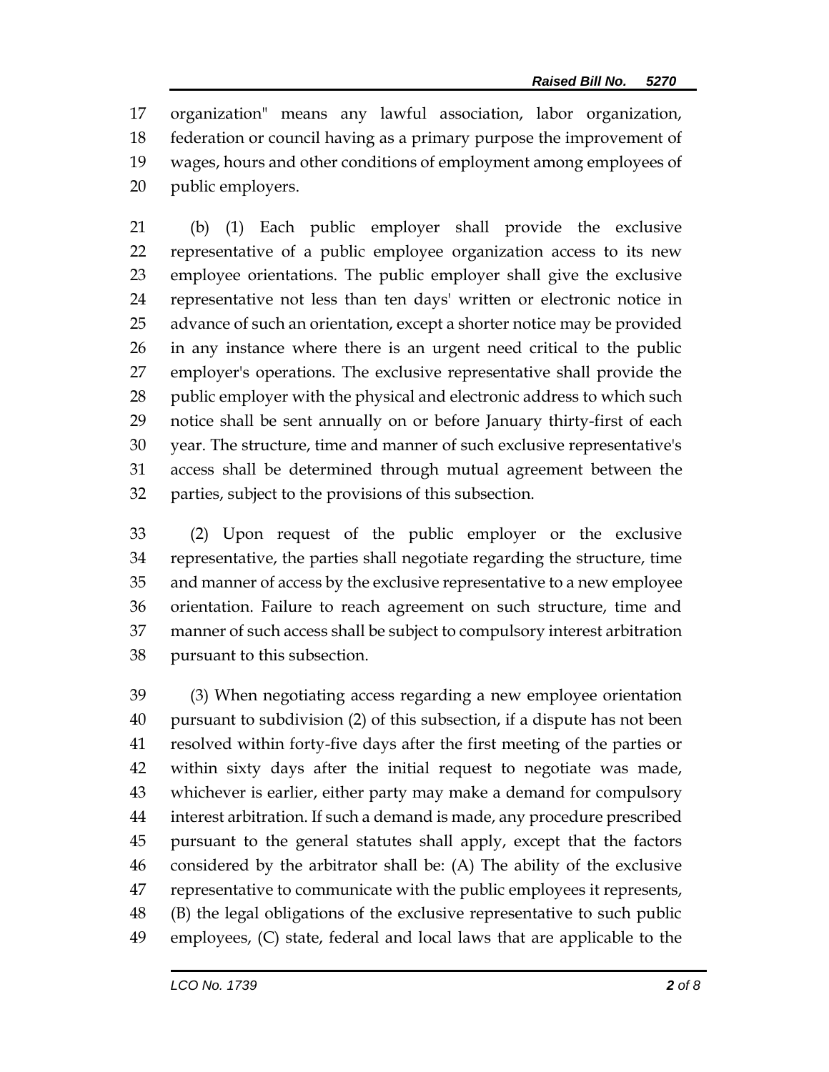organization" means any lawful association, labor organization, federation or council having as a primary purpose the improvement of wages, hours and other conditions of employment among employees of public employers.

(b) (1) Each public employer shall provide the exclusive representative of a public employee organization access to its new employee orientations. The public employer shall give the exclusive representative not less than ten days' written or electronic notice in advance of such an orientation, except a shorter notice may be provided in any instance where there is an urgent need critical to the public employer's operations. The exclusive representative shall provide the public employer with the physical and electronic address to which such notice shall be sent annually on or before January thirty-first of each year. The structure, time and manner of such exclusive representative's access shall be determined through mutual agreement between the parties, subject to the provisions of this subsection.

(2) Upon request of the public employer or the exclusive representative, the parties shall negotiate regarding the structure, time and manner of access by the exclusive representative to a new employee orientation. Failure to reach agreement on such structure, time and manner of such access shall be subject to compulsory interest arbitration pursuant to this subsection.

(3) When negotiating access regarding a new employee orientation pursuant to subdivision (2) of this subsection, if a dispute has not been resolved within forty-five days after the first meeting of the parties or within sixty days after the initial request to negotiate was made, whichever is earlier, either party may make a demand for compulsory interest arbitration. If such a demand is made, any procedure prescribed pursuant to the general statutes shall apply, except that the factors considered by the arbitrator shall be: (A) The ability of the exclusive representative to communicate with the public employees it represents, (B) the legal obligations of the exclusive representative to such public employees, (C) state, federal and local laws that are applicable to the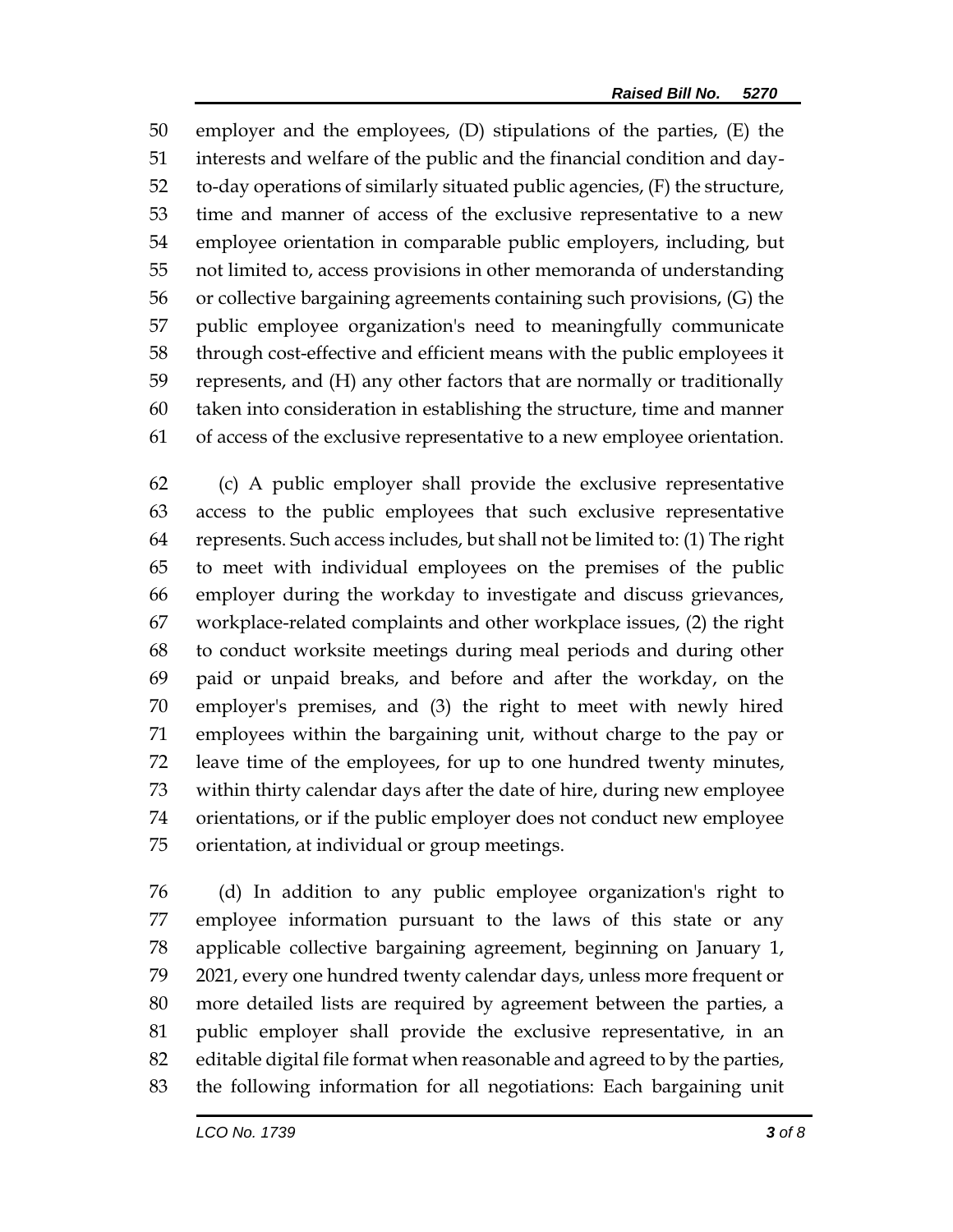employer and the employees, (D) stipulations of the parties, (E) the interests and welfare of the public and the financial condition and day-to-day operations of similarly situated public agencies, (F) the structure, time and manner of access of the exclusive representative to a new employee orientation in comparable public employers, including, but not limited to, access provisions in other memoranda of understanding or collective bargaining agreements containing such provisions, (G) the public employee organization's need to meaningfully communicate through cost-effective and efficient means with the public employees it represents, and (H) any other factors that are normally or traditionally taken into consideration in establishing the structure, time and manner of access of the exclusive representative to a new employee orientation.

(c) A public employer shall provide the exclusive representative access to the public employees that such exclusive representative represents. Such access includes, but shall not be limited to: (1) The right to meet with individual employees on the premises of the public employer during the workday to investigate and discuss grievances, workplace-related complaints and other workplace issues, (2) the right to conduct worksite meetings during meal periods and during other paid or unpaid breaks, and before and after the workday, on the employer's premises, and (3) the right to meet with newly hired employees within the bargaining unit, without charge to the pay or leave time of the employees, for up to one hundred twenty minutes, within thirty calendar days after the date of hire, during new employee orientations, or if the public employer does not conduct new employee orientation, at individual or group meetings.

(d) In addition to any public employee organization's right to employee information pursuant to the laws of this state or any applicable collective bargaining agreement, beginning on January 1, 2021, every one hundred twenty calendar days, unless more frequent or more detailed lists are required by agreement between the parties, a public employer shall provide the exclusive representative, in an editable digital file format when reasonable and agreed to by the parties, the following information for all negotiations: Each bargaining unit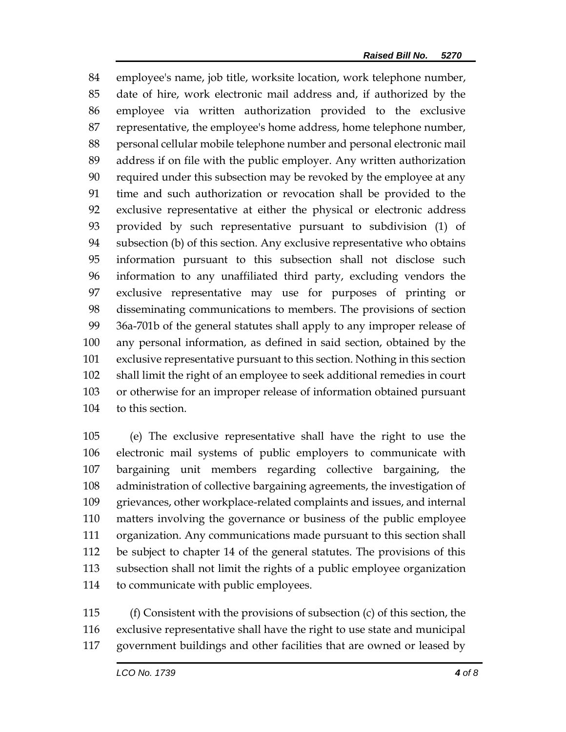employee's name, job title, worksite location, work telephone number, date of hire, work electronic mail address and, if authorized by the employee via written authorization provided to the exclusive representative, the employee's home address, home telephone number, personal cellular mobile telephone number and personal electronic mail address if on file with the public employer. Any written authorization required under this subsection may be revoked by the employee at any time and such authorization or revocation shall be provided to the exclusive representative at either the physical or electronic address provided by such representative pursuant to subdivision (1) of subsection (b) of this section. Any exclusive representative who obtains information pursuant to this subsection shall not disclose such information to any unaffiliated third party, excluding vendors the exclusive representative may use for purposes of printing or disseminating communications to members. The provisions of section 36a-701b of the general statutes shall apply to any improper release of any personal information, as defined in said section, obtained by the exclusive representative pursuant to this section. Nothing in this section shall limit the right of an employee to seek additional remedies in court or otherwise for an improper release of information obtained pursuant to this section.

(e) The exclusive representative shall have the right to use the electronic mail systems of public employers to communicate with bargaining unit members regarding collective bargaining, the administration of collective bargaining agreements, the investigation of grievances, other workplace-related complaints and issues, and internal matters involving the governance or business of the public employee organization. Any communications made pursuant to this section shall be subject to chapter 14 of the general statutes. The provisions of this subsection shall not limit the rights of a public employee organization to communicate with public employees.

(f) Consistent with the provisions of subsection (c) of this section, the exclusive representative shall have the right to use state and municipal government buildings and other facilities that are owned or leased by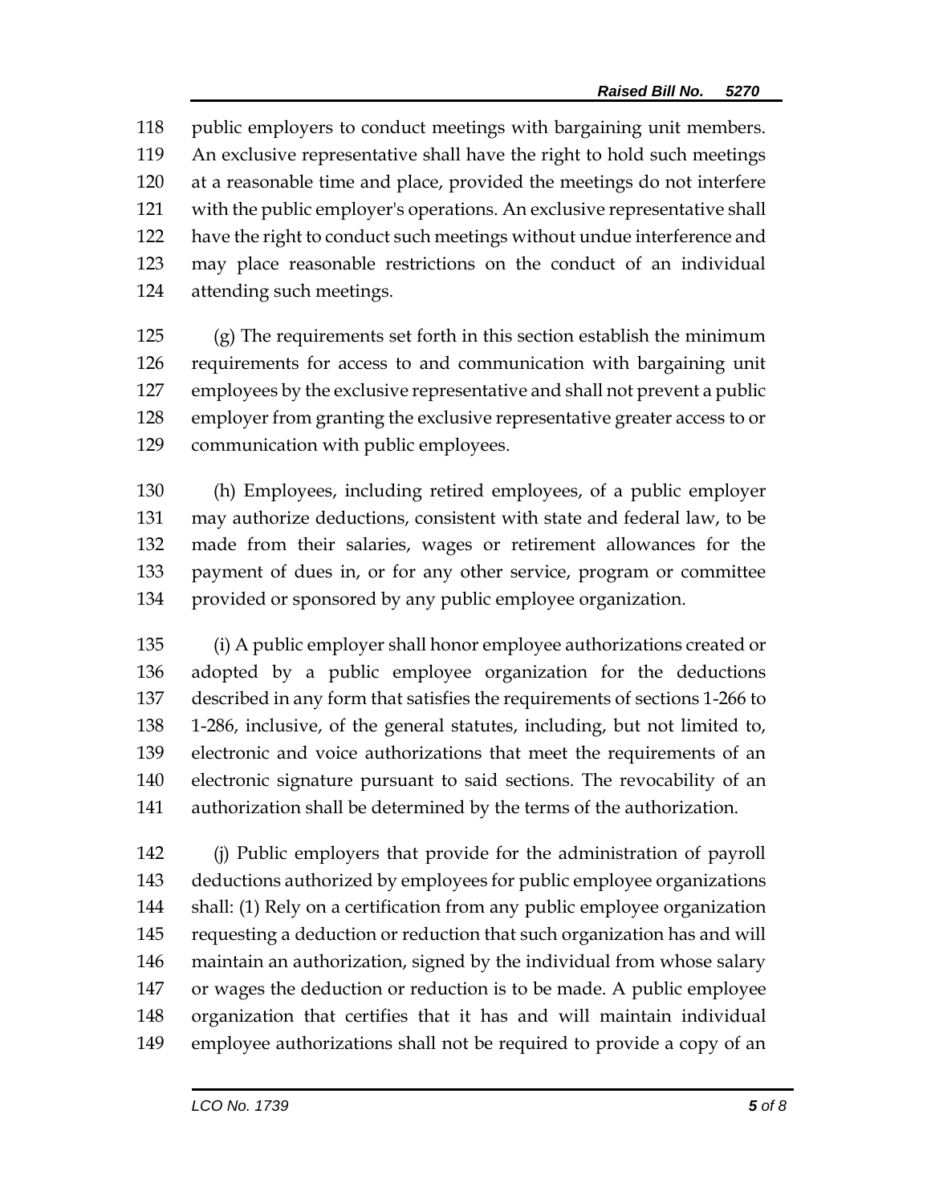public employers to conduct meetings with bargaining unit members. An exclusive representative shall have the right to hold such meetings at a reasonable time and place, provided the meetings do not interfere with the public employer's operations. An exclusive representative shall have the right to conduct such meetings without undue interference and may place reasonable restrictions on the conduct of an individual attending such meetings.

(g) The requirements set forth in this section establish the minimum requirements for access to and communication with bargaining unit employees by the exclusive representative and shall not prevent a public employer from granting the exclusive representative greater access to or communication with public employees.

(h) Employees, including retired employees, of a public employer may authorize deductions, consistent with state and federal law, to be made from their salaries, wages or retirement allowances for the payment of dues in, or for any other service, program or committee provided or sponsored by any public employee organization.

(i) A public employer shall honor employee authorizations created or adopted by a public employee organization for the deductions described in any form that satisfies the requirements of sections 1-266 to 1-286, inclusive, of the general statutes, including, but not limited to, electronic and voice authorizations that meet the requirements of an electronic signature pursuant to said sections. The revocability of an authorization shall be determined by the terms of the authorization.

(j) Public employers that provide for the administration of payroll deductions authorized by employees for public employee organizations shall: (1) Rely on a certification from any public employee organization requesting a deduction or reduction that such organization has and will maintain an authorization, signed by the individual from whose salary or wages the deduction or reduction is to be made. A public employee organization that certifies that it has and will maintain individual employee authorizations shall not be required to provide a copy of an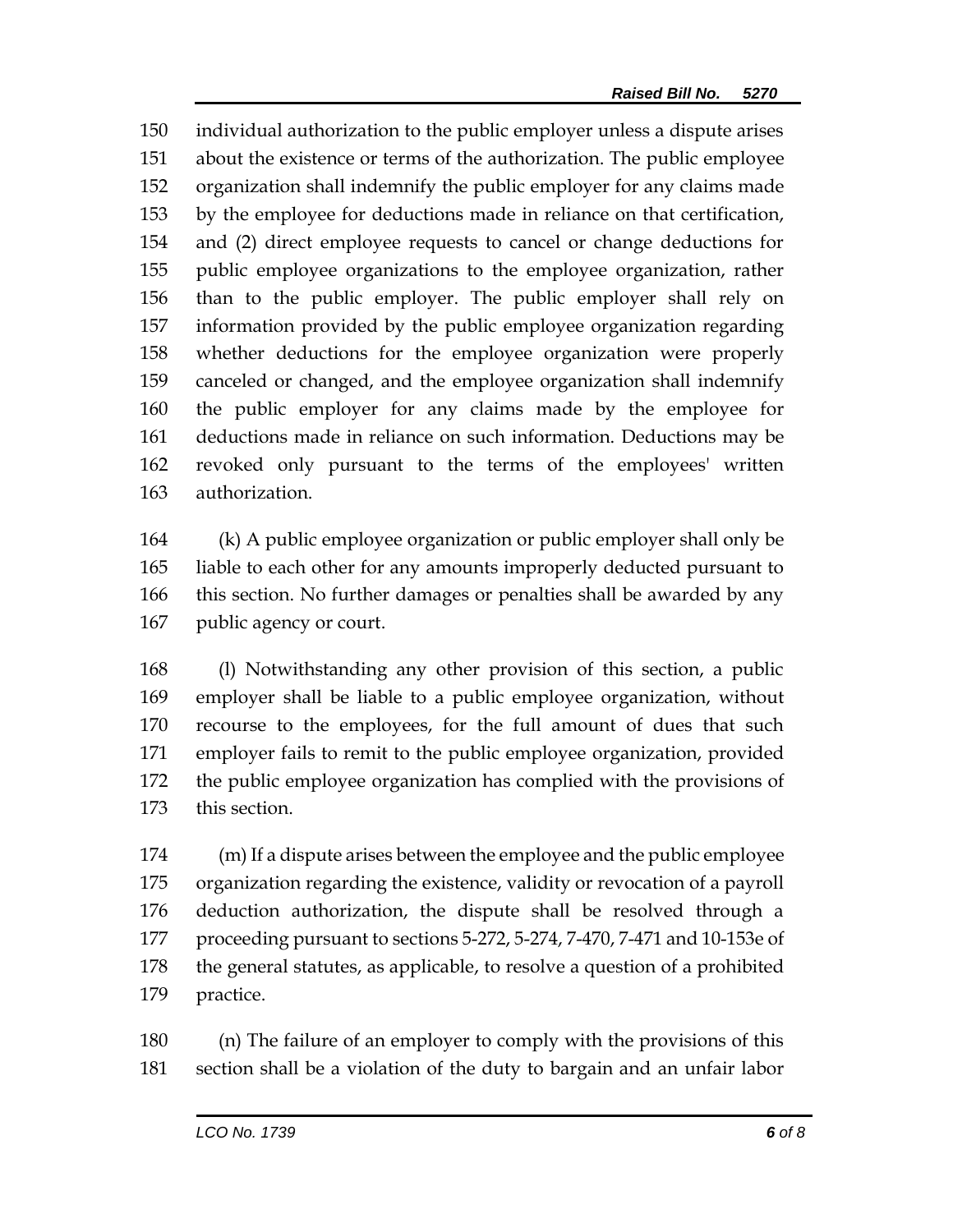individual authorization to the public employer unless a dispute arises about the existence or terms of the authorization. The public employee organization shall indemnify the public employer for any claims made by the employee for deductions made in reliance on that certification, and (2) direct employee requests to cancel or change deductions for public employee organizations to the employee organization, rather than to the public employer. The public employer shall rely on information provided by the public employee organization regarding whether deductions for the employee organization were properly canceled or changed, and the employee organization shall indemnify the public employer for any claims made by the employee for deductions made in reliance on such information. Deductions may be revoked only pursuant to the terms of the employees' written authorization.

(k) A public employee organization or public employer shall only be liable to each other for any amounts improperly deducted pursuant to this section. No further damages or penalties shall be awarded by any public agency or court.

(l) Notwithstanding any other provision of this section, a public employer shall be liable to a public employee organization, without recourse to the employees, for the full amount of dues that such employer fails to remit to the public employee organization, provided the public employee organization has complied with the provisions of this section.

(m) If a dispute arises between the employee and the public employee organization regarding the existence, validity or revocation of a payroll deduction authorization, the dispute shall be resolved through a proceeding pursuant to sections 5-272, 5-274, 7-470, 7-471 and 10-153e of the general statutes, as applicable, to resolve a question of a prohibited practice.

(n) The failure of an employer to comply with the provisions of this section shall be a violation of the duty to bargain and an unfair labor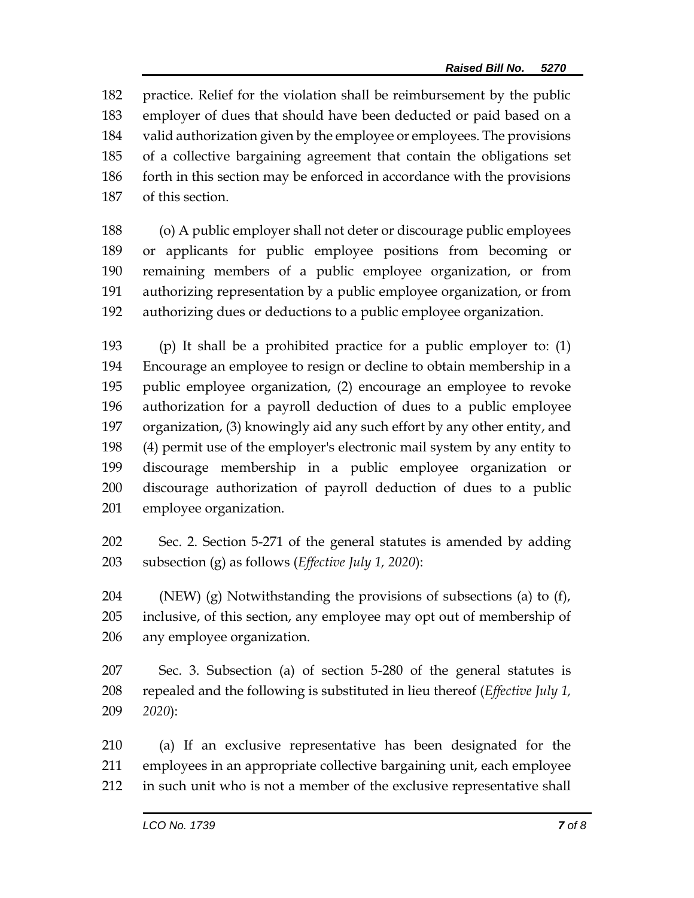practice. Relief for the violation shall be reimbursement by the public employer of dues that should have been deducted or paid based on a valid authorization given by the employee or employees. The provisions of a collective bargaining agreement that contain the obligations set forth in this section may be enforced in accordance with the provisions of this section.

(o) A public employer shall not deter or discourage public employees or applicants for public employee positions from becoming or remaining members of a public employee organization, or from authorizing representation by a public employee organization, or from authorizing dues or deductions to a public employee organization.

(p) It shall be a prohibited practice for a public employer to: (1) Encourage an employee to resign or decline to obtain membership in a public employee organization, (2) encourage an employee to revoke authorization for a payroll deduction of dues to a public employee organization, (3) knowingly aid any such effort by any other entity, and (4) permit use of the employer's electronic mail system by any entity to discourage membership in a public employee organization or discourage authorization of payroll deduction of dues to a public employee organization.

Sec. 2. Section 5-271 of the general statutes is amended by adding subsection (g) as follows (*Effective July 1, 2020*):

(NEW) (g) Notwithstanding the provisions of subsections (a) to (f), inclusive, of this section, any employee may opt out of membership of any employee organization.

Sec. 3. Subsection (a) of section 5-280 of the general statutes is repealed and the following is substituted in lieu thereof (*Effective July 1, 2020*):

(a) If an exclusive representative has been designated for the employees in an appropriate collective bargaining unit, each employee in such unit who is not a member of the exclusive representative shall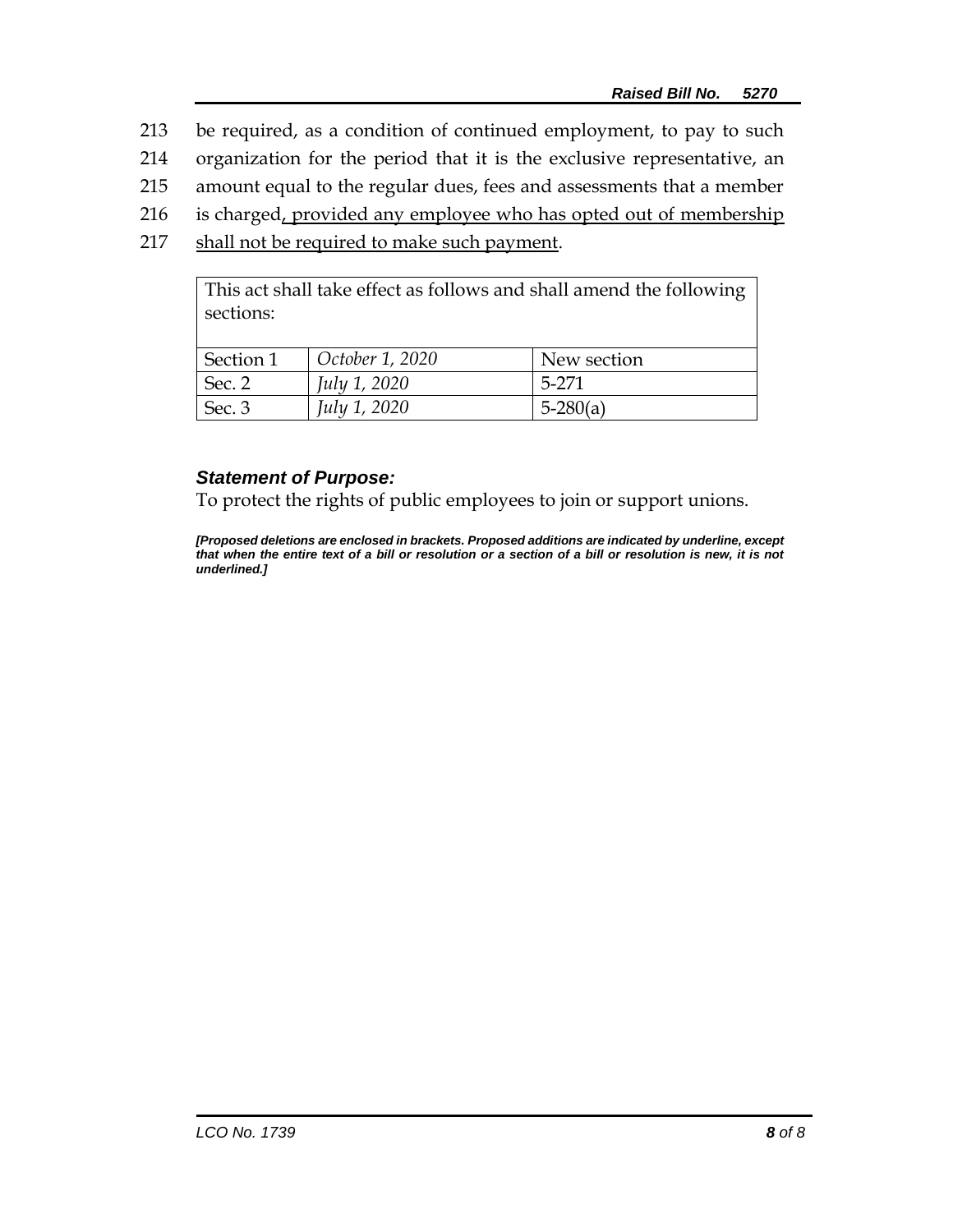213 be required, as a condition of continued employment, to pay to such
214 organization for the period that it is the exclusive representative, an
215 amount equal to the regular dues, fees and assessments that a member
216 is charged<u>, provided any employee who has opted out of membership</u>
217 <u>shall not be required to make such payment</u>.

| This act shall take effect as follows and shall amend the following sections: | | |
|---|---|---|
| Section 1 | *October 1, 2020* | New section |
| Sec. 2 | *July 1, 2020* | 5-271 |
| Sec. 3 | *July 1, 2020* | 5-280(a) |

### *Statement of Purpose:*

To protect the rights of public employees to join or support unions.

***[Proposed deletions are enclosed in brackets. Proposed additions are indicated by underline, except that when the entire text of a bill or resolution or a section of a bill or resolution is new, it is not underlined.]***